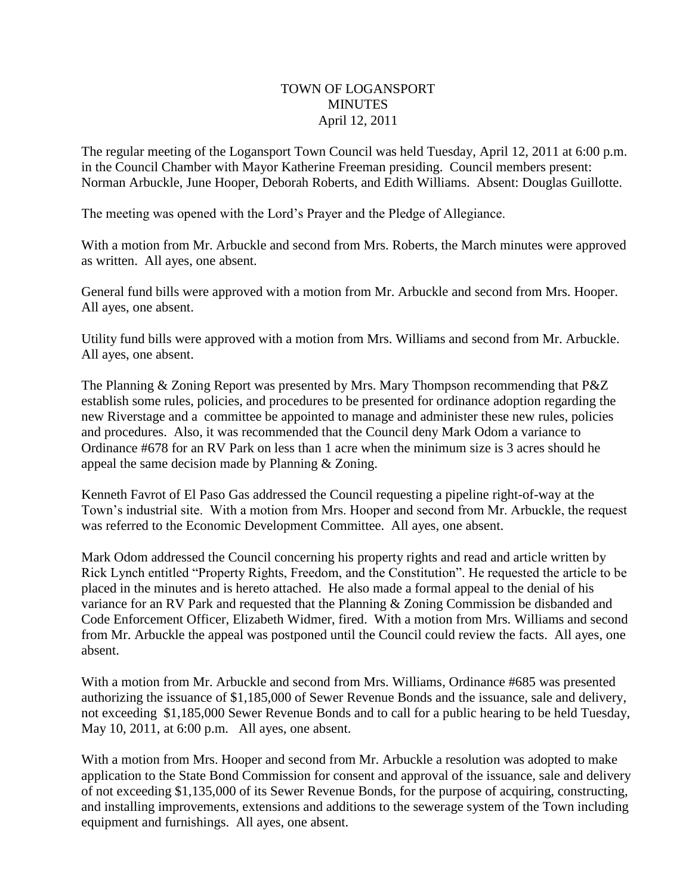# TOWN OF LOGANSPORT
## MINUTES
### April 12, 2011

The regular meeting of the Logansport Town Council was held Tuesday, April 12, 2011 at 6:00 p.m. in the Council Chamber with Mayor Katherine Freeman presiding. Council members present: Norman Arbuckle, June Hooper, Deborah Roberts, and Edith Williams. Absent: Douglas Guillotte.

The meeting was opened with the Lord's Prayer and the Pledge of Allegiance.

With a motion from Mr. Arbuckle and second from Mrs. Roberts, the March minutes were approved as written. All ayes, one absent.

General fund bills were approved with a motion from Mr. Arbuckle and second from Mrs. Hooper. All ayes, one absent.

Utility fund bills were approved with a motion from Mrs. Williams and second from Mr. Arbuckle. All ayes, one absent.

The Planning & Zoning Report was presented by Mrs. Mary Thompson recommending that P&Z establish some rules, policies, and procedures to be presented for ordinance adoption regarding the new Riverstage and a committee be appointed to manage and administer these new rules, policies and procedures. Also, it was recommended that the Council deny Mark Odom a variance to Ordinance #678 for an RV Park on less than 1 acre when the minimum size is 3 acres should he appeal the same decision made by Planning & Zoning.

Kenneth Favrot of El Paso Gas addressed the Council requesting a pipeline right-of-way at the Town's industrial site. With a motion from Mrs. Hooper and second from Mr. Arbuckle, the request was referred to the Economic Development Committee. All ayes, one absent.

Mark Odom addressed the Council concerning his property rights and read and article written by Rick Lynch entitled "Property Rights, Freedom, and the Constitution". He requested the article to be placed in the minutes and is hereto attached. He also made a formal appeal to the denial of his variance for an RV Park and requested that the Planning & Zoning Commission be disbanded and Code Enforcement Officer, Elizabeth Widmer, fired. With a motion from Mrs. Williams and second from Mr. Arbuckle the appeal was postponed until the Council could review the facts. All ayes, one absent.

With a motion from Mr. Arbuckle and second from Mrs. Williams, Ordinance #685 was presented authorizing the issuance of $1,185,000 of Sewer Revenue Bonds and the issuance, sale and delivery, not exceeding $1,185,000 Sewer Revenue Bonds and to call for a public hearing to be held Tuesday, May 10, 2011, at 6:00 p.m. All ayes, one absent.

With a motion from Mrs. Hooper and second from Mr. Arbuckle a resolution was adopted to make application to the State Bond Commission for consent and approval of the issuance, sale and delivery of not exceeding $1,135,000 of its Sewer Revenue Bonds, for the purpose of acquiring, constructing, and installing improvements, extensions and additions to the sewerage system of the Town including equipment and furnishings. All ayes, one absent.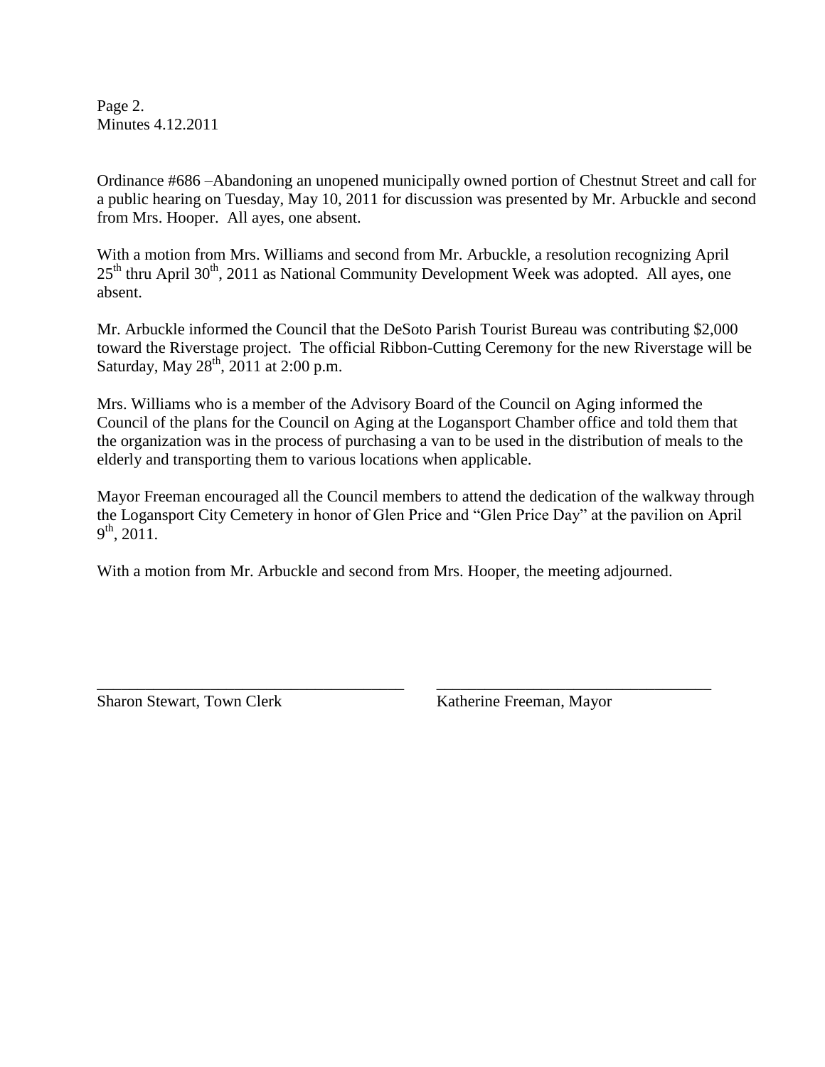Page 2.
Minutes 4.12.2011

Ordinance #686 –Abandoning an unopened municipally owned portion of Chestnut Street and call for a public hearing on Tuesday, May 10, 2011 for discussion was presented by Mr. Arbuckle and second from Mrs. Hooper. All ayes, one absent.

With a motion from Mrs. Williams and second from Mr. Arbuckle, a resolution recognizing April 25th thru April 30th, 2011 as National Community Development Week was adopted. All ayes, one absent.

Mr. Arbuckle informed the Council that the DeSoto Parish Tourist Bureau was contributing $2,000 toward the Riverstage project. The official Ribbon-Cutting Ceremony for the new Riverstage will be Saturday, May 28th, 2011 at 2:00 p.m.

Mrs. Williams who is a member of the Advisory Board of the Council on Aging informed the Council of the plans for the Council on Aging at the Logansport Chamber office and told them that the organization was in the process of purchasing a van to be used in the distribution of meals to the elderly and transporting them to various locations when applicable.

Mayor Freeman encouraged all the Council members to attend the dedication of the walkway through the Logansport City Cemetery in honor of Glen Price and "Glen Price Day" at the pavilion on April 9th, 2011.

With a motion from Mr. Arbuckle and second from Mrs. Hooper, the meeting adjourned.

_______________________________________ Sharon Stewart, Town Clerk

_______________________________________ Katherine Freeman, Mayor